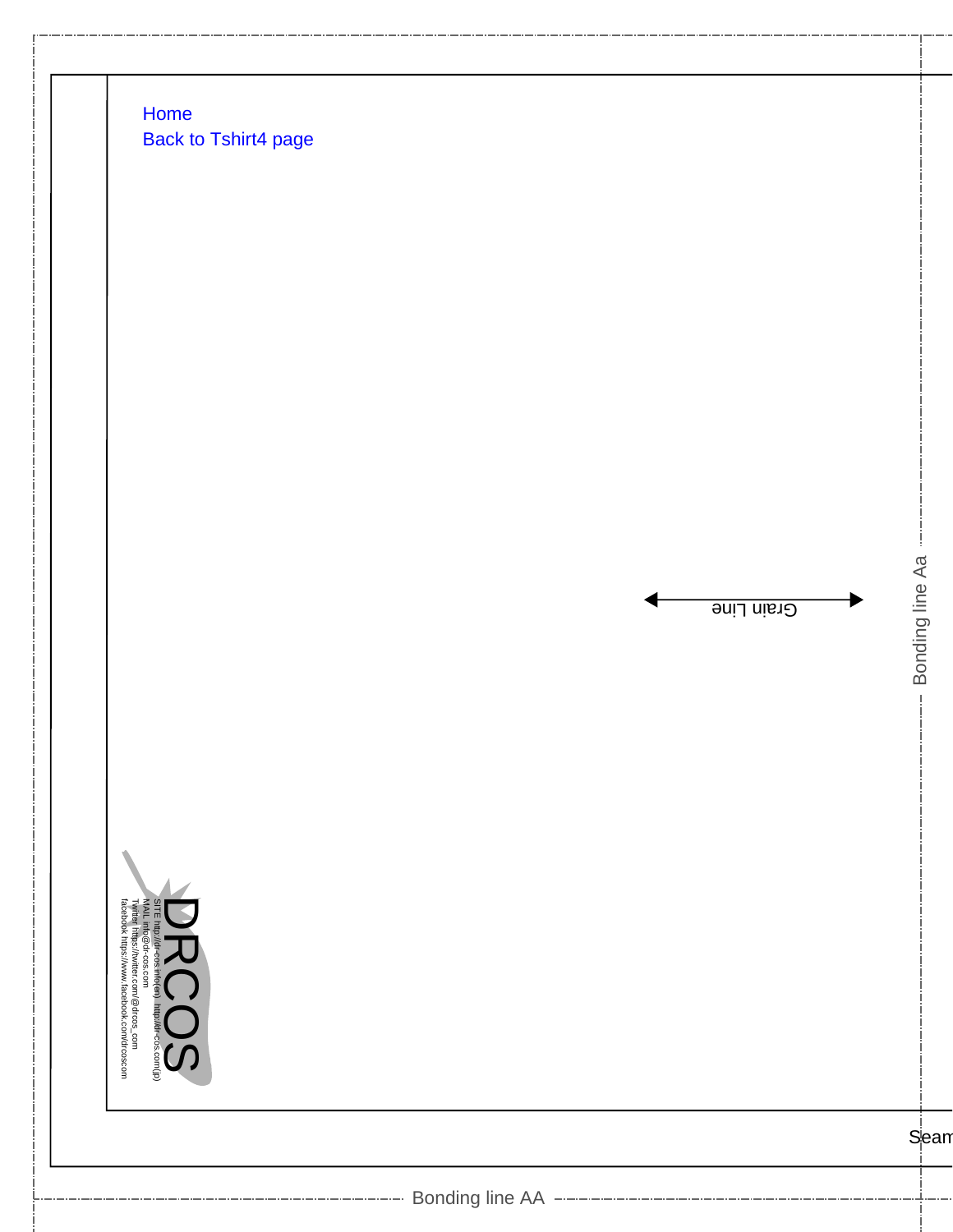Home
Back to Tshirt4 page

Grain Line

Bonding line Aa

DRCOS
SITE http://dr-cos.info(en) http://dr-cos.com(jp)
MAIL info@dr-cos.com
Twitter https://twitter.com/@drcos_com
facebook https://www.facebook.com/drcoscom

Seam

Bonding line AA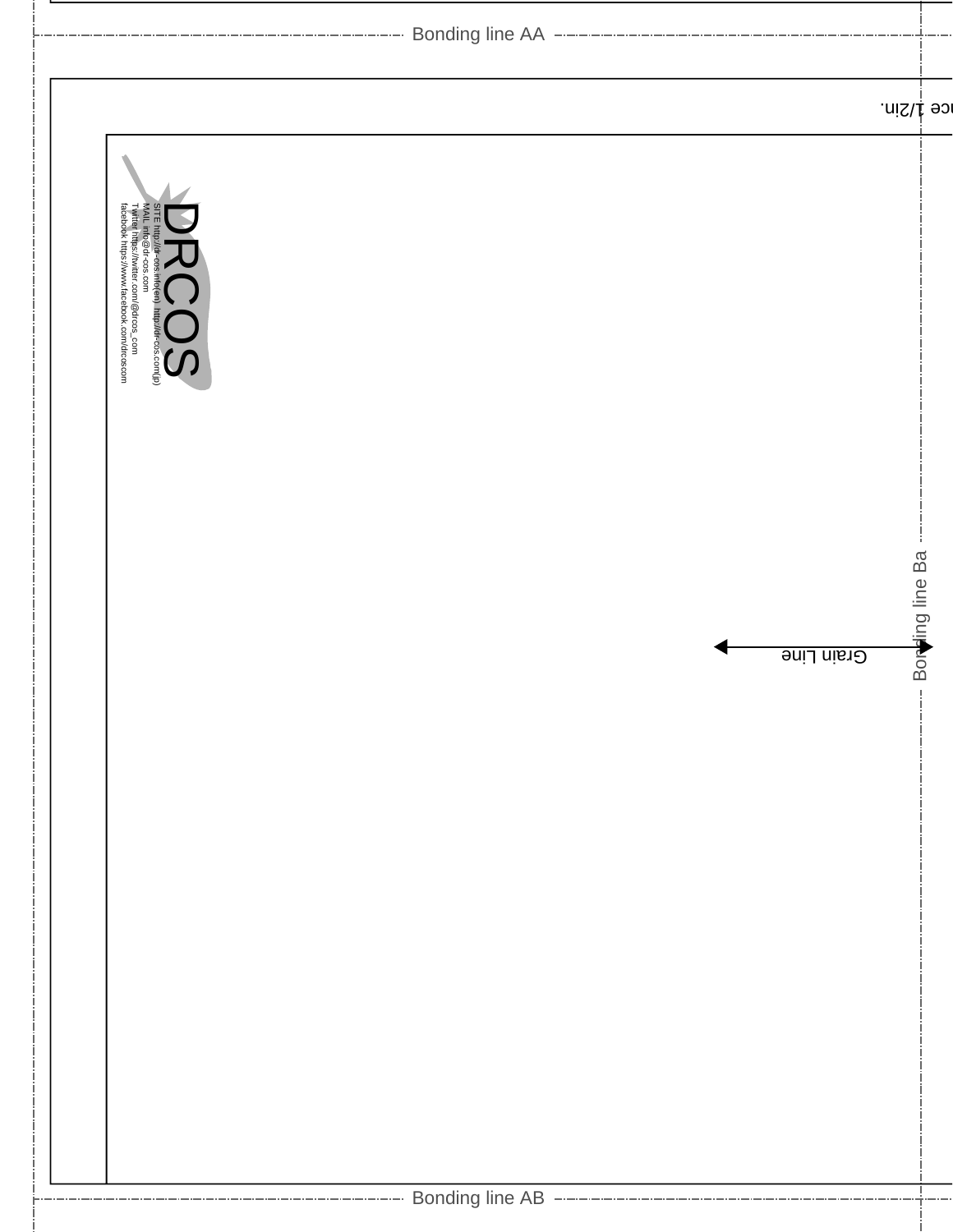Bonding line AA

ce 1/2in.

DRCOS

SITE http://dr-cos.info(en) http://dr-cos.com(jp)
MAIL info@dr-cos.com
Twitter https://twitter.com/@drcos_com
facebook https://www.facebook.com/drcoscom

Grain Line

Bonding line Ba

Bonding line AB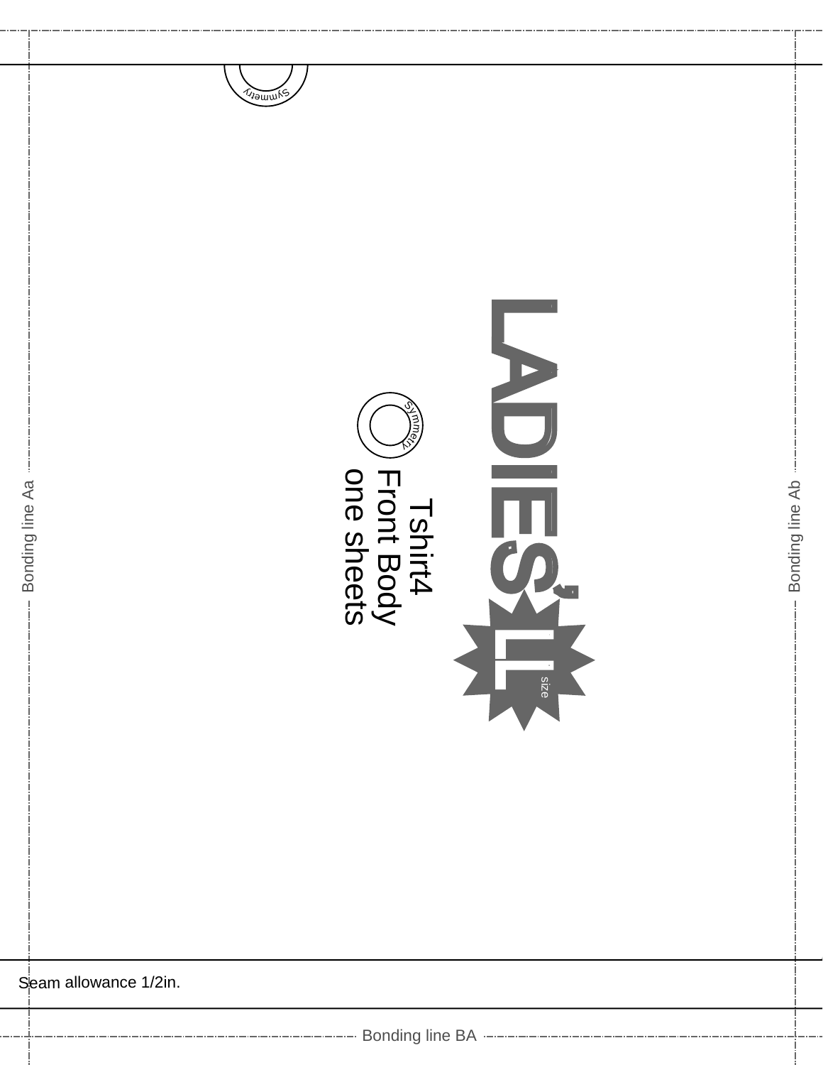Symmetry

LADIES' LL size

Symmetry

Tshirt4
Front Body
one sheets

Bonding line Aa

Bonding line Ab

Seam allowance 1/2in.

Bonding line BA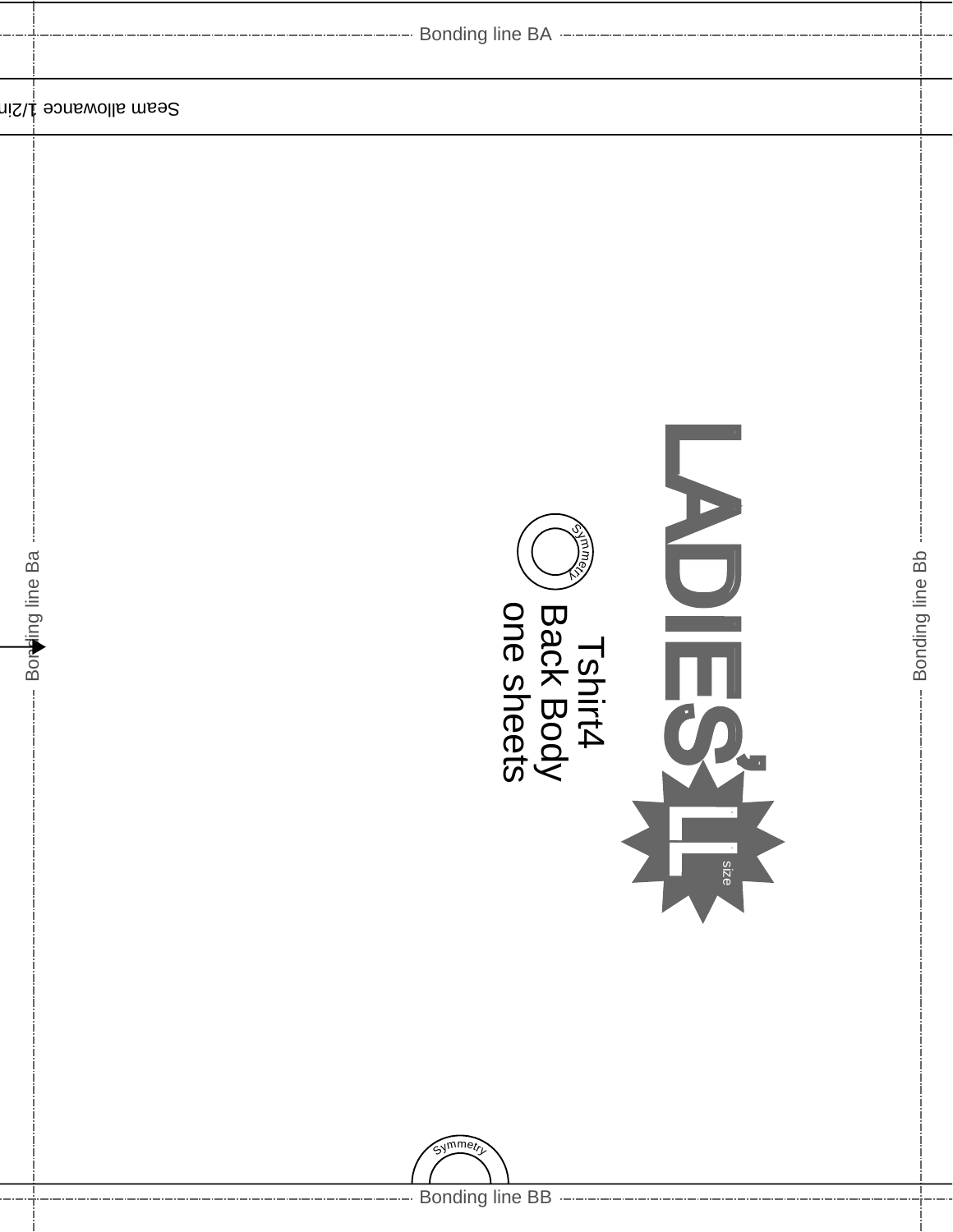Bonding line BA

Seam allowance 1/2in

LADIES'

LL

size

Symmetry

Tshirt4

Back Body

one sheets

Bonding line Ba

Bonding line Bb

Symmetry

Bonding line BB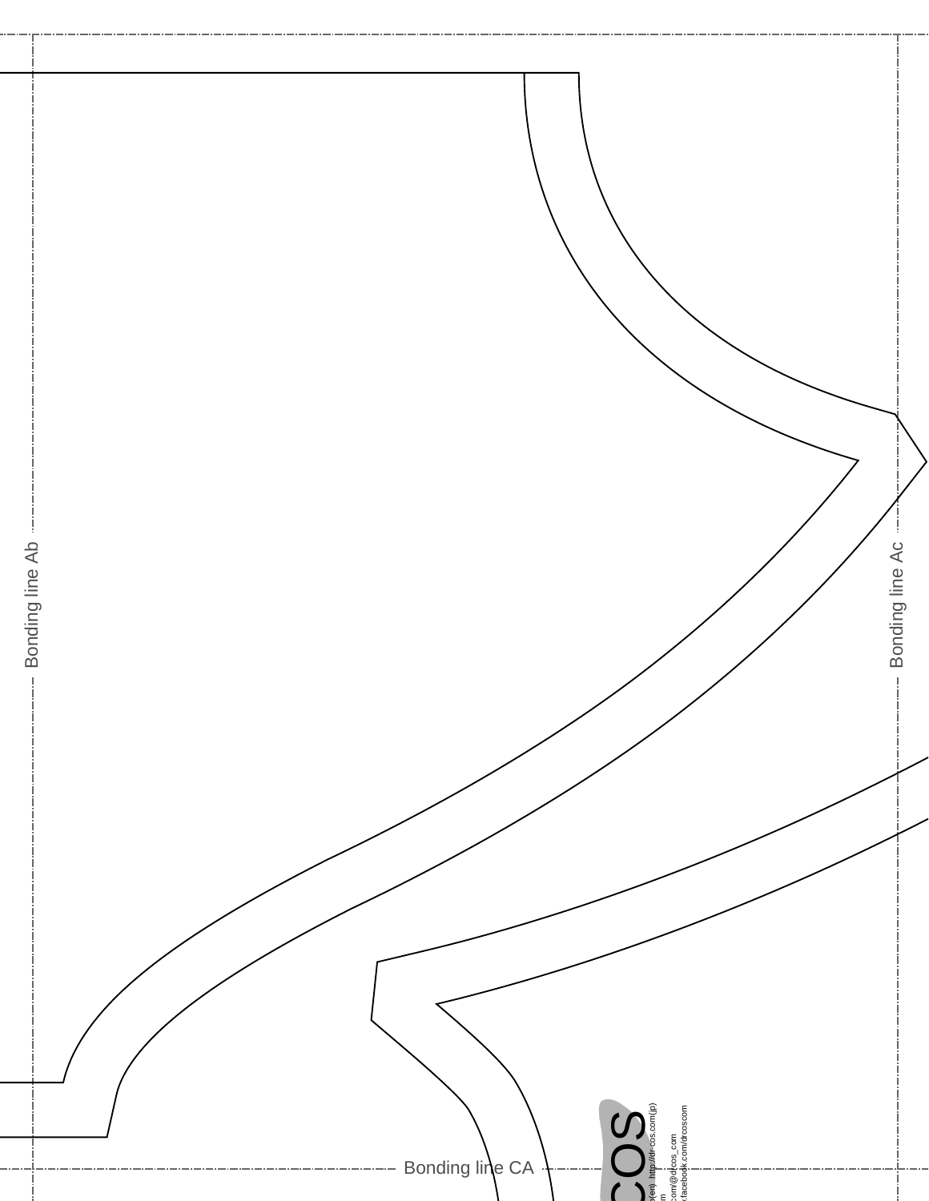Bonding line Ab

Bonding line Ac

Bonding line CA

COS

(en) http://dr-cos.com(jp)
m
com/@drcos_com
/facebook.com/drcoscom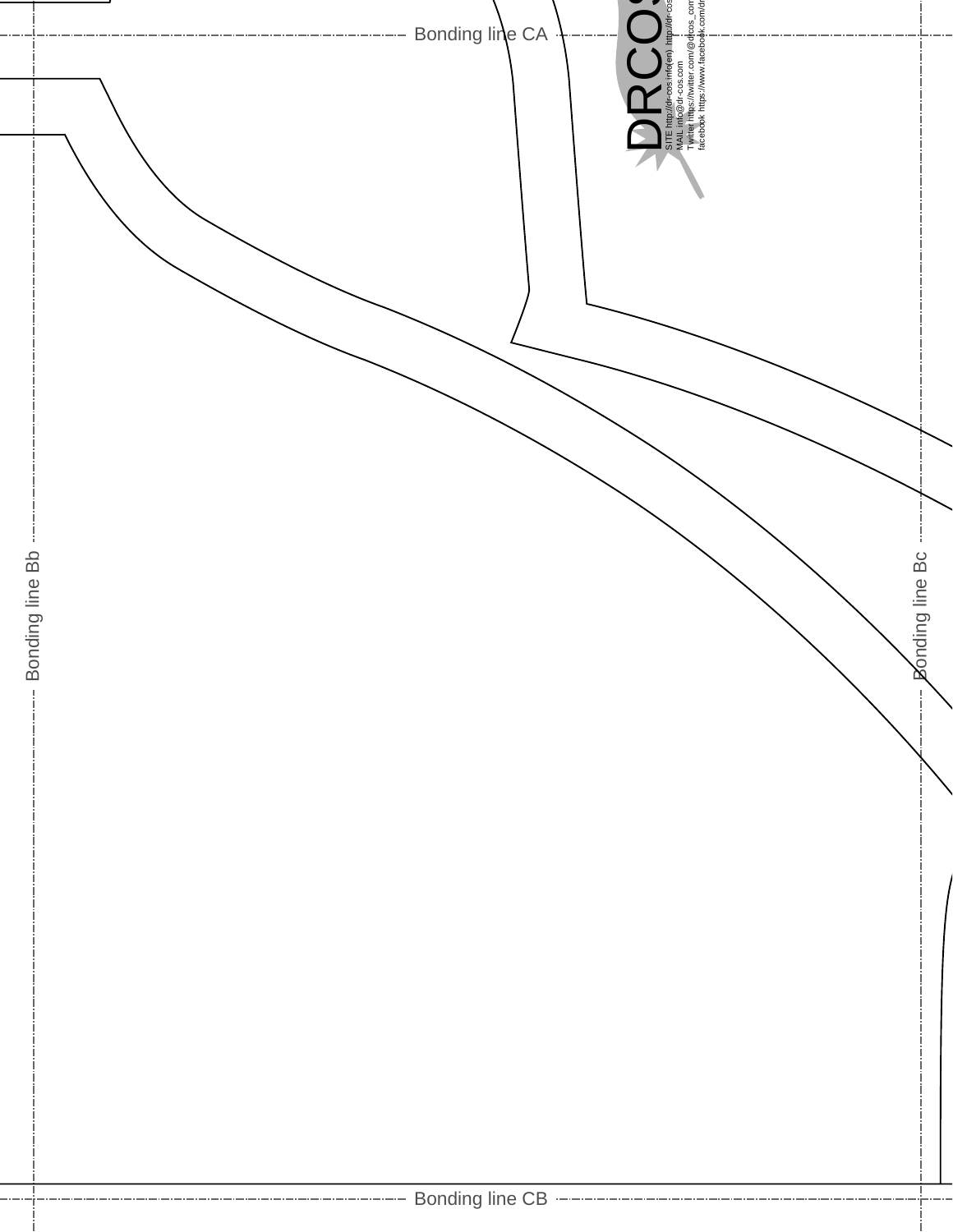Bonding line CA

DRCOS

SITE http://dr-cos.info(en) http://dr-cos

MAIL info@dr-cos.com

Twitter https://twitter.com/@drcos_com

facebook https://www.facebook.com/dr

Bonding line Bb

Bonding line Bc

Bonding line CB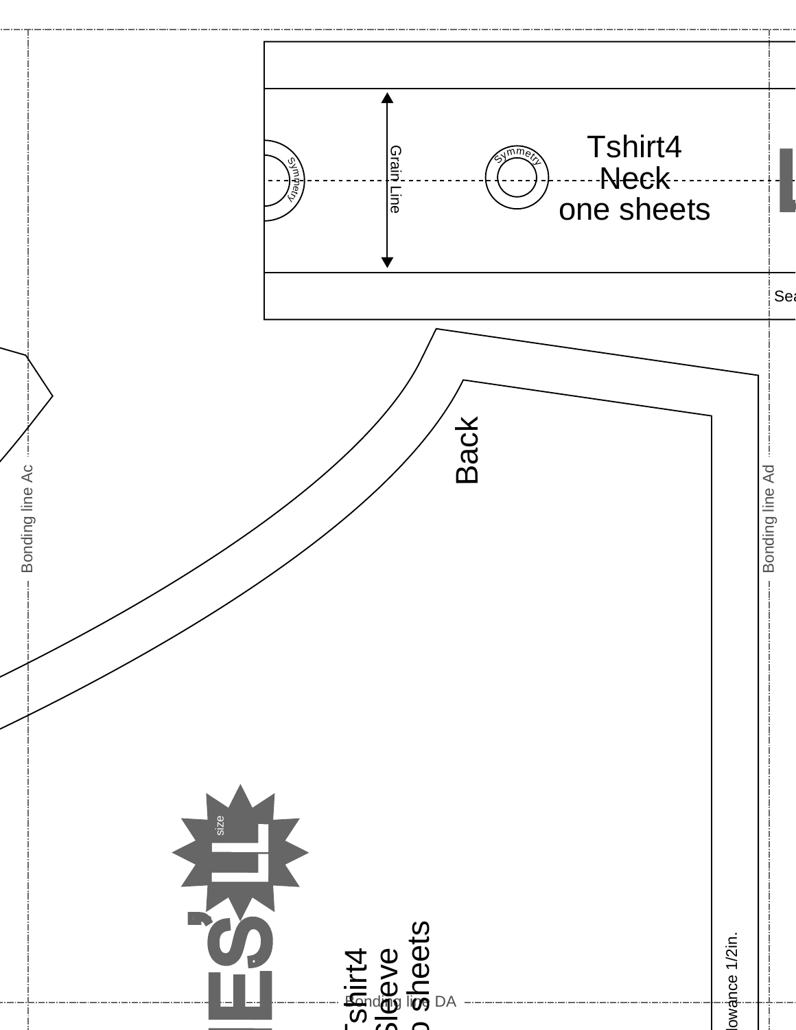Tshirt4
Neck
one sheets

Symmetry

Grain Line

Symmetry

Sea

Back

Bonding line Ac

Bonding line Ad

size

LL

ES'

Tshirt4
Sleeve
o sheets

Bonding line DA

llowance 1/2in.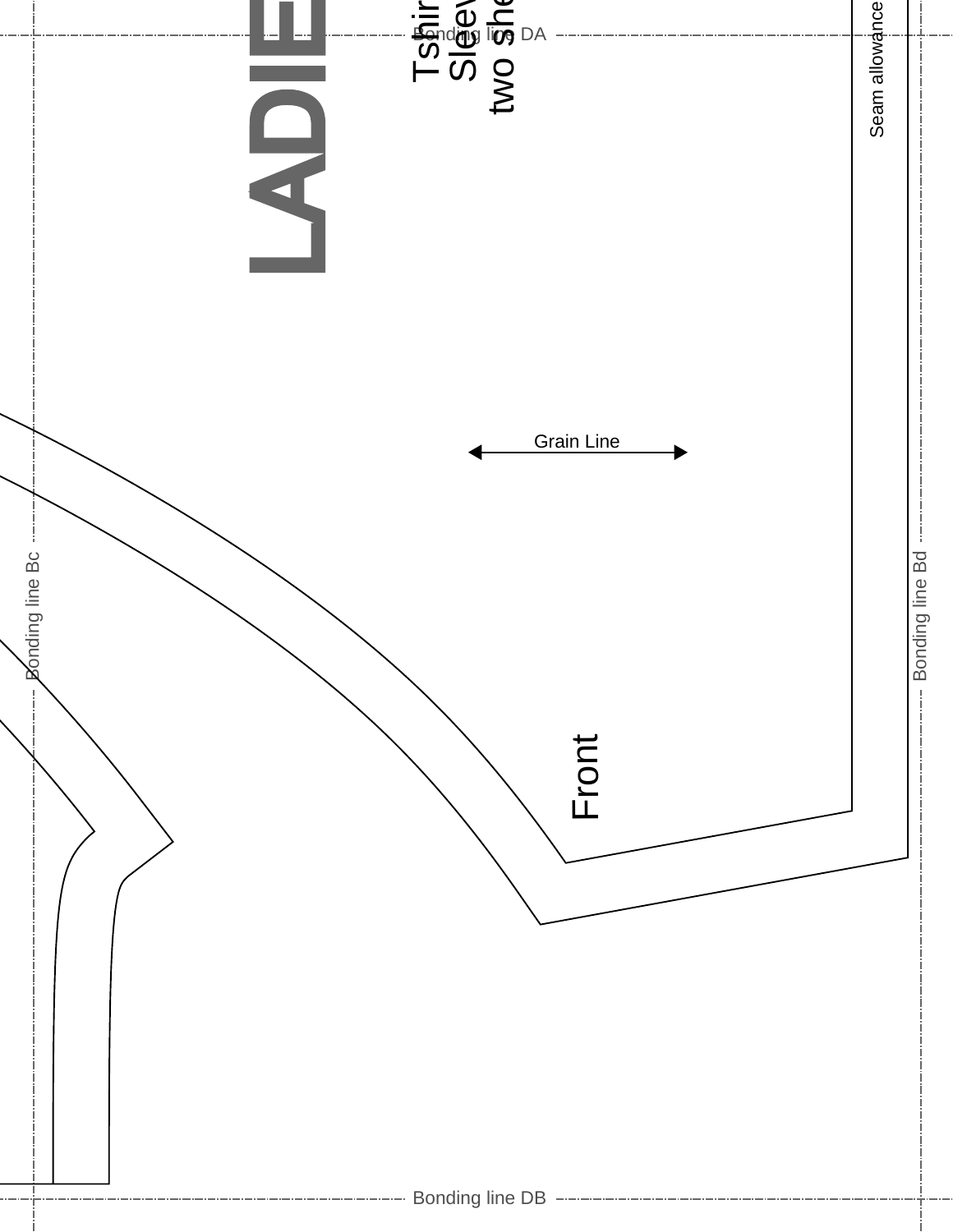Bonding line DA

LADIE

Tshir
Sleev
two she

Seam allowance

Grain Line

Bonding line Bc

Bonding line Bd

Front

Bonding line DB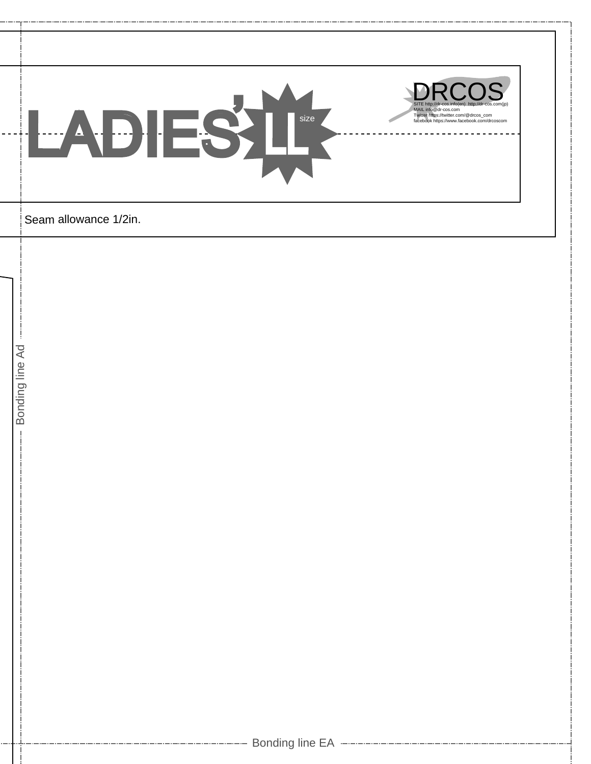LADIES' LL size

DRCOS

SITE http://dr-cos.info(en) http://dr-cos.com(jp)
MAIL info@dr-cos.com
Twitter https://twitter.com/@drcos_com
facebook https://www.facebook.com/drcoscom

Seam allowance 1/2in.

Bonding line Ad

Bonding line EA